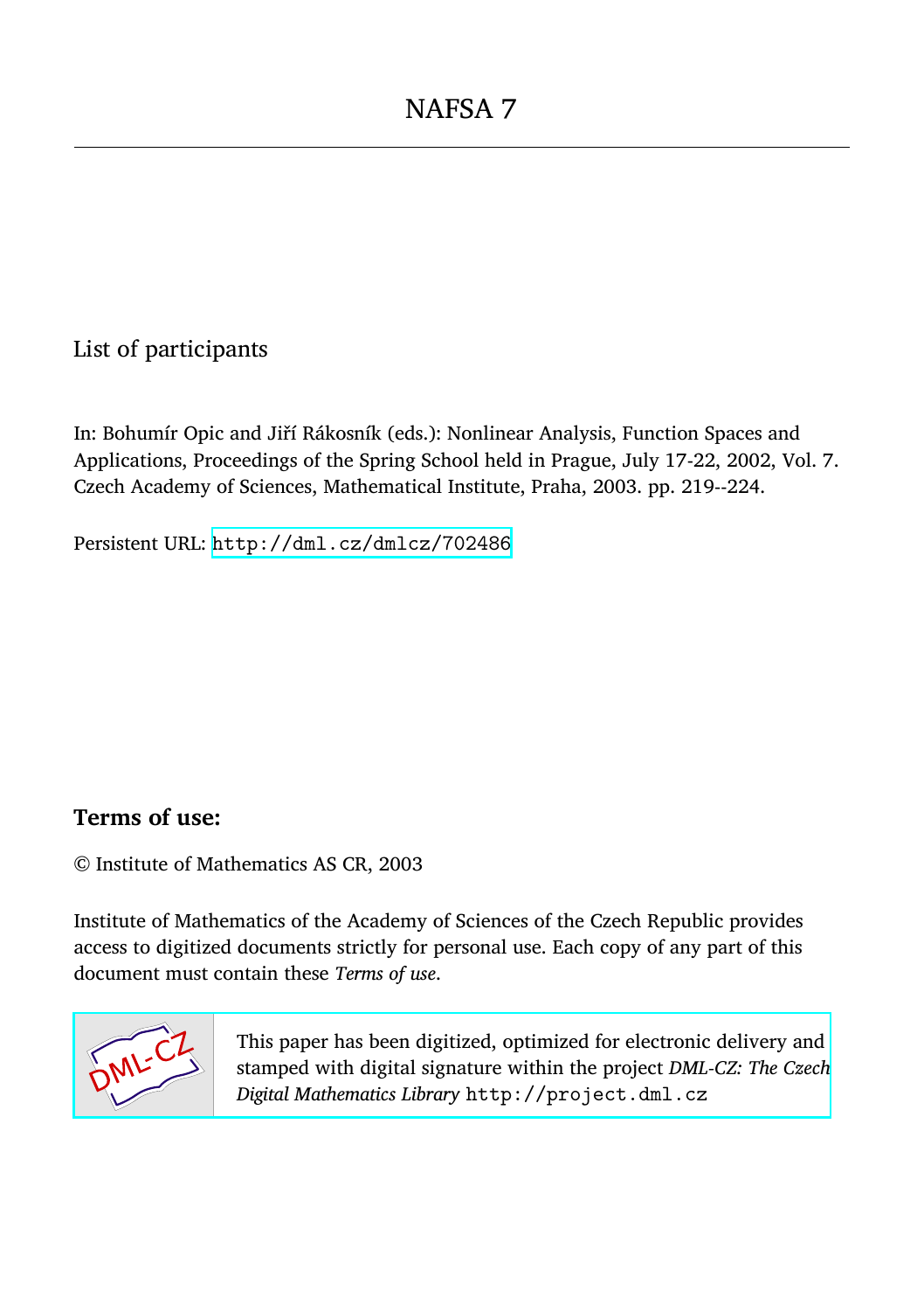# NAFSA 7

List of participants

In: Bohumír Opic and Jiří Rákosník (eds.): Nonlinear Analysis, Function Spaces and Applications, Proceedings of the Spring School held in Prague, July 17-22, 2002, Vol. 7. Czech Academy of Sciences, Mathematical Institute, Praha, 2003. pp. 219--224.

Persistent URL: http://dml.cz/dmlcz/702486

## Terms of use:

© Institute of Mathematics AS CR, 2003

Institute of Mathematics of the Academy of Sciences of the Czech Republic provides access to digitized documents strictly for personal use. Each copy of any part of this document must contain these *Terms of use*.

This paper has been digitized, optimized for electronic delivery and stamped with digital signature within the project *DML-CZ: The Czech Digital Mathematics Library* http://project.dml.cz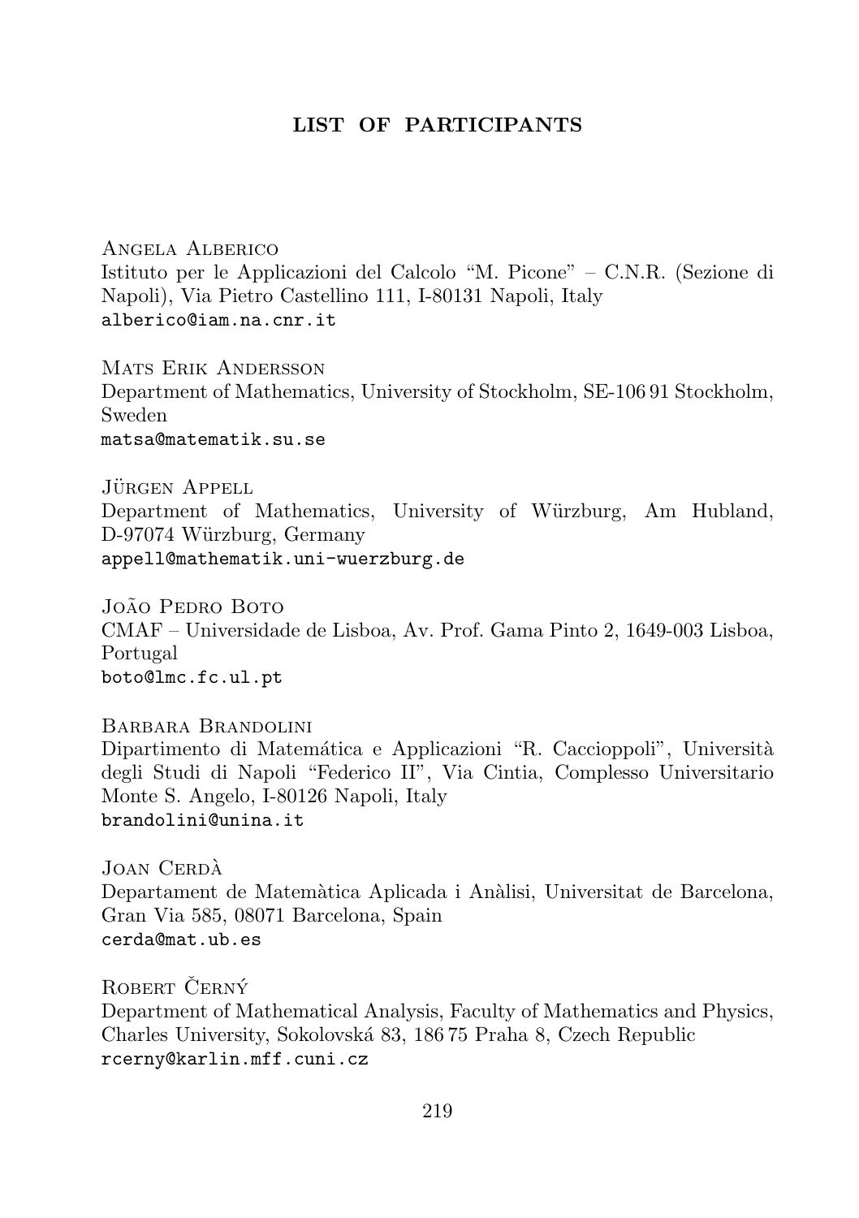# LIST OF PARTICIPANTS

Angela Alberico
Istituto per le Applicazioni del Calcolo "M. Picone" – C.N.R. (Sezione di Napoli), Via Pietro Castellino 111, I-80131 Napoli, Italy
alberico@iam.na.cnr.it

Mats Erik Andersson
Department of Mathematics, University of Stockholm, SE-106 91 Stockholm, Sweden
matsa@matematik.su.se

Jürgen Appell
Department of Mathematics, University of Würzburg, Am Hubland, D-97074 Würzburg, Germany
appell@mathematik.uni-wuerzburg.de

João Pedro Boto
CMAF – Universidade de Lisboa, Av. Prof. Gama Pinto 2, 1649-003 Lisboa, Portugal
boto@lmc.fc.ul.pt

Barbara Brandolini
Dipartimento di Matemática e Applicazioni "R. Caccioppoli", Università degli Studi di Napoli "Federico II", Via Cintia, Complesso Universitario Monte S. Angelo, I-80126 Napoli, Italy
brandolini@unina.it

Joan Cerdà
Departament de Matemàtica Aplicada i Anàlisi, Universitat de Barcelona, Gran Via 585, 08071 Barcelona, Spain
cerda@mat.ub.es

Robert Černý
Department of Mathematical Analysis, Faculty of Mathematics and Physics, Charles University, Sokolovská 83, 186 75 Praha 8, Czech Republic
rcerny@karlin.mff.cuni.cz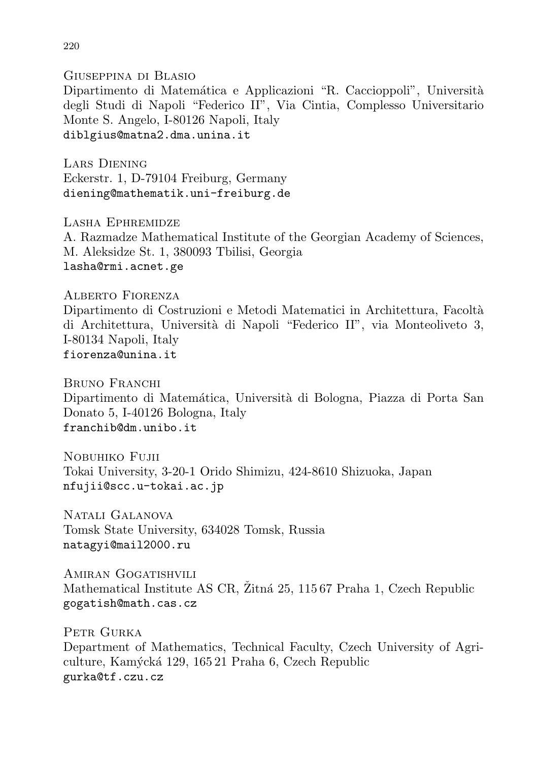Giuseppina di Blasio
Dipartimento di Matemática e Applicazioni "R. Caccioppoli", Università degli Studi di Napoli "Federico II", Via Cintia, Complesso Universitario Monte S. Angelo, I-80126 Napoli, Italy
diblgius@matna2.dma.unina.it

Lars Diening
Eckerstr. 1, D-79104 Freiburg, Germany
diening@mathematik.uni-freiburg.de

Lasha Ephremidze
A. Razmadze Mathematical Institute of the Georgian Academy of Sciences, M. Aleksidze St. 1, 380093 Tbilisi, Georgia
lasha@rmi.acnet.ge

Alberto Fiorenza
Dipartimento di Costruzioni e Metodi Matematici in Architettura, Facoltà di Architettura, Università di Napoli "Federico II", via Monteoliveto 3, I-80134 Napoli, Italy
fiorenza@unina.it

Bruno Franchi
Dipartimento di Matemática, Università di Bologna, Piazza di Porta San Donato 5, I-40126 Bologna, Italy
franchib@dm.unibo.it

Nobuhiko Fujii
Tokai University, 3-20-1 Orido Shimizu, 424-8610 Shizuoka, Japan
nfujii@scc.u-tokai.ac.jp

Natali Galanova
Tomsk State University, 634028 Tomsk, Russia
natagyi@mail2000.ru

Amiran Gogatishvili
Mathematical Institute AS CR, Žitná 25, 115 67 Praha 1, Czech Republic
gogatish@math.cas.cz

Petr Gurka
Department of Mathematics, Technical Faculty, Czech University of Agriculture, Kamýcká 129, 165 21 Praha 6, Czech Republic
gurka@tf.czu.cz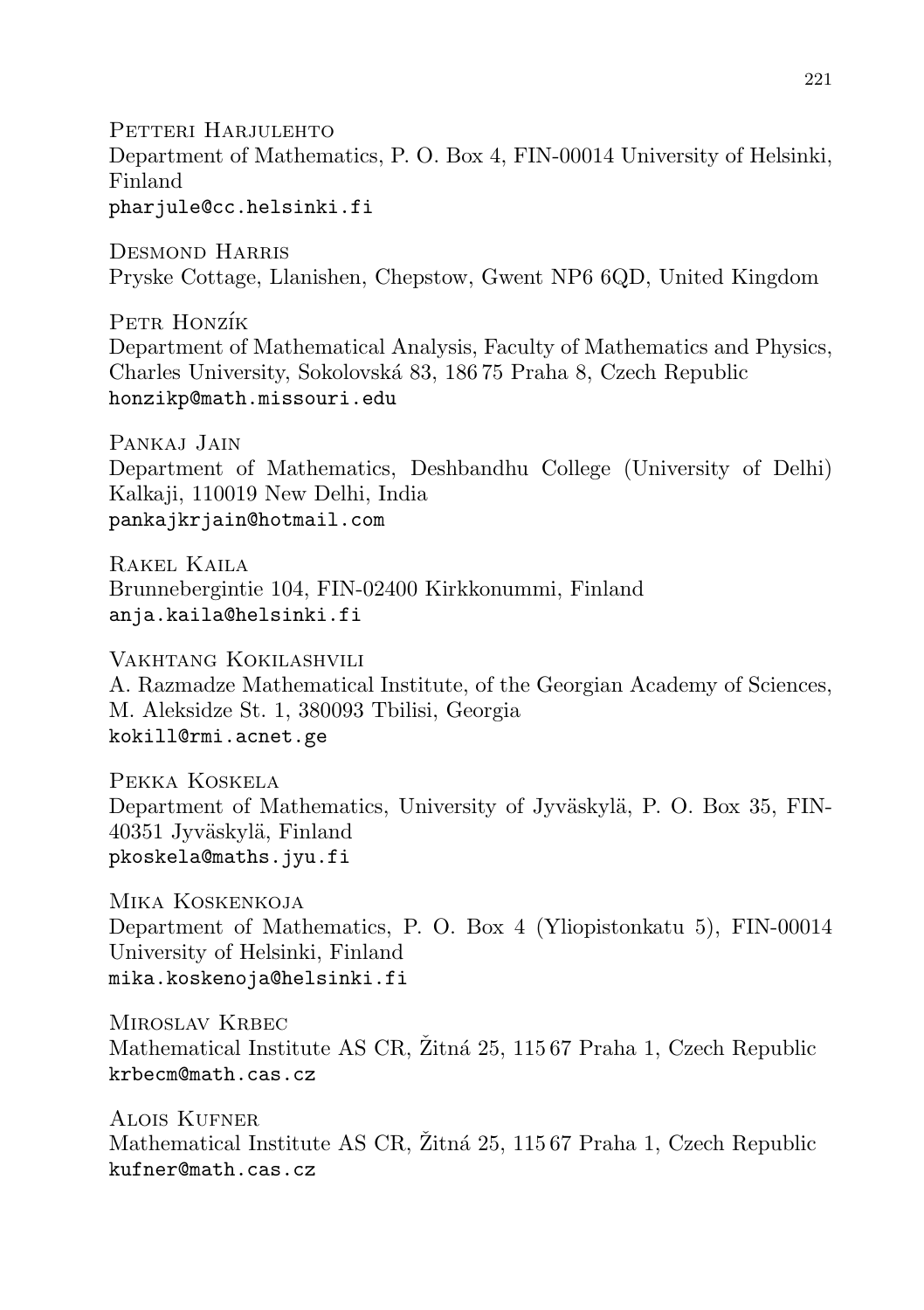Petteri Harjulehto
Department of Mathematics, P. O. Box 4, FIN-00014 University of Helsinki, Finland
pharjule@cc.helsinki.fi

Desmond Harris
Pryske Cottage, Llanishen, Chepstow, Gwent NP6 6QD, United Kingdom

Petr Honzík
Department of Mathematical Analysis, Faculty of Mathematics and Physics, Charles University, Sokolovská 83, 186 75 Praha 8, Czech Republic
honzikp@math.missouri.edu

Pankaj Jain
Department of Mathematics, Deshbandhu College (University of Delhi) Kalkaji, 110019 New Delhi, India
pankajkrjain@hotmail.com

Rakel Kaila
Brunnebergintie 104, FIN-02400 Kirkkonummi, Finland
anja.kaila@helsinki.fi

Vakhtang Kokilashvili
A. Razmadze Mathematical Institute, of the Georgian Academy of Sciences, M. Aleksidze St. 1, 380093 Tbilisi, Georgia
kokill@rmi.acnet.ge

Pekka Koskela
Department of Mathematics, University of Jyväskylä, P. O. Box 35, FIN-40351 Jyväskylä, Finland
pkoskela@maths.jyu.fi

Mika Koskenkoja
Department of Mathematics, P. O. Box 4 (Yliopistonkatu 5), FIN-00014 University of Helsinki, Finland
mika.koskenoja@helsinki.fi

Miroslav Krbec
Mathematical Institute AS CR, Žitná 25, 115 67 Praha 1, Czech Republic
krbecm@math.cas.cz

Alois Kufner
Mathematical Institute AS CR, Žitná 25, 115 67 Praha 1, Czech Republic
kufner@math.cas.cz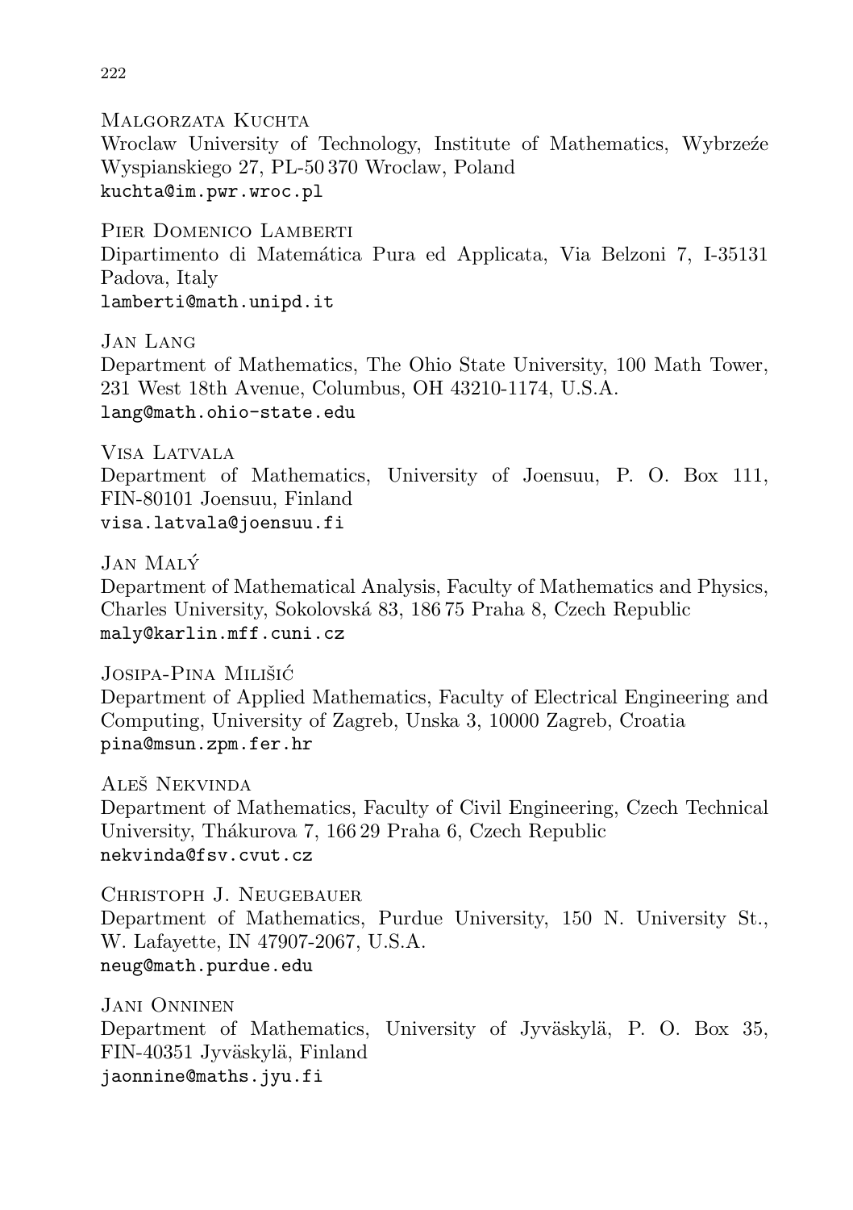Malgorzata Kuchta
Wroclaw University of Technology, Institute of Mathematics, Wybrzeże Wyspianskiego 27, PL-50 370 Wroclaw, Poland
kuchta@im.pwr.wroc.pl

Pier Domenico Lamberti
Dipartimento di Matemática Pura ed Applicata, Via Belzoni 7, I-35131 Padova, Italy
lamberti@math.unipd.it

Jan Lang
Department of Mathematics, The Ohio State University, 100 Math Tower, 231 West 18th Avenue, Columbus, OH 43210-1174, U.S.A.
lang@math.ohio-state.edu

Visa Latvala
Department of Mathematics, University of Joensuu, P. O. Box 111, FIN-80101 Joensuu, Finland
visa.latvala@joensuu.fi

Jan Malý
Department of Mathematical Analysis, Faculty of Mathematics and Physics, Charles University, Sokolovská 83, 186 75 Praha 8, Czech Republic
maly@karlin.mff.cuni.cz

Josipa-Pina Milišić
Department of Applied Mathematics, Faculty of Electrical Engineering and Computing, University of Zagreb, Unska 3, 10000 Zagreb, Croatia
pina@msun.zpm.fer.hr

Aleš Nekvinda
Department of Mathematics, Faculty of Civil Engineering, Czech Technical University, Thákurova 7, 166 29 Praha 6, Czech Republic
nekvinda@fsv.cvut.cz

Christoph J. Neugebauer
Department of Mathematics, Purdue University, 150 N. University St., W. Lafayette, IN 47907-2067, U.S.A.
neug@math.purdue.edu

Jani Onninen
Department of Mathematics, University of Jyväskylä, P. O. Box 35, FIN-40351 Jyväskylä, Finland
jaonnine@maths.jyu.fi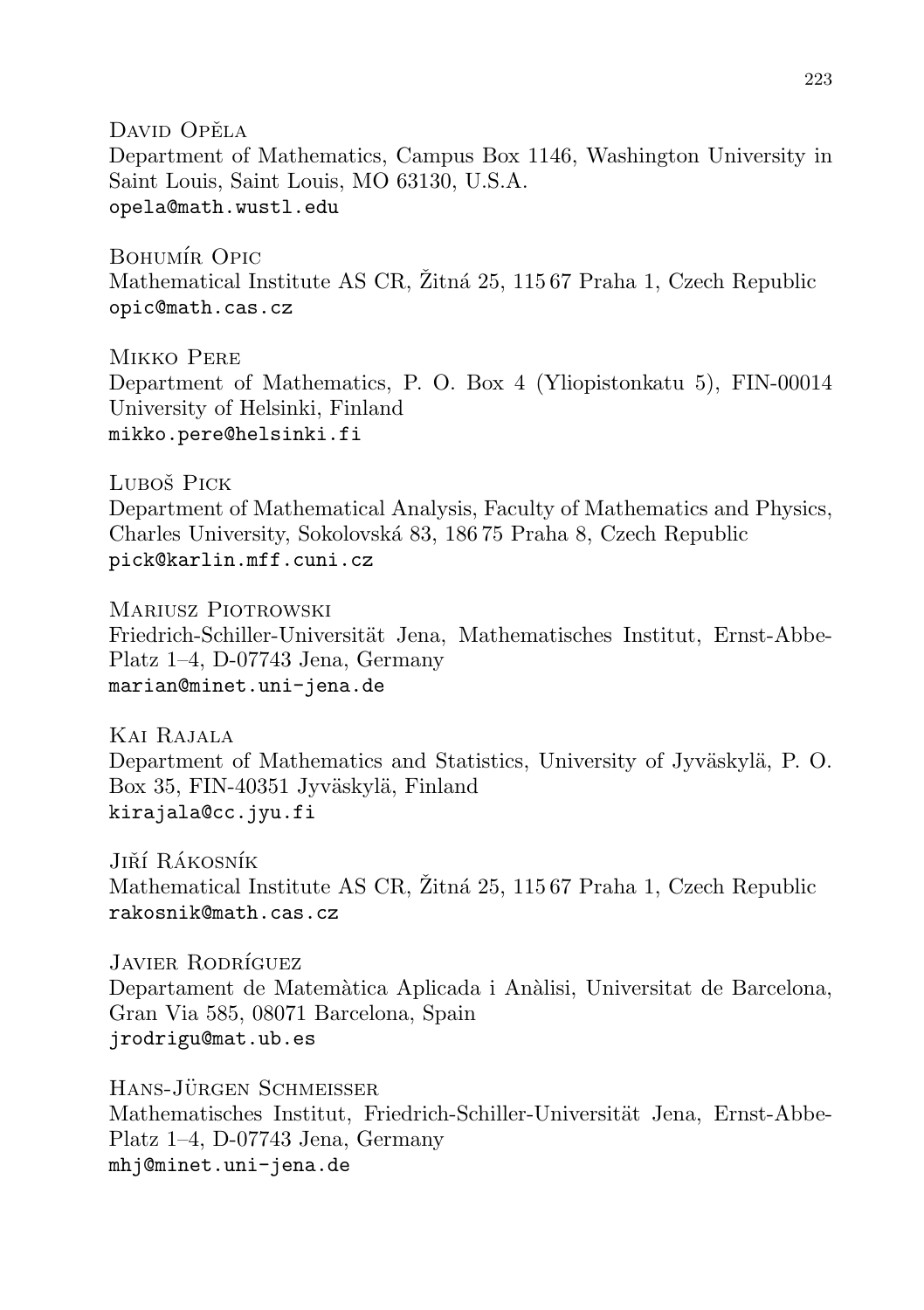David Opěla
Department of Mathematics, Campus Box 1146, Washington University in Saint Louis, Saint Louis, MO 63130, U.S.A.
opela@math.wustl.edu

Bohumír Opic
Mathematical Institute AS CR, Žitná 25, 115 67 Praha 1, Czech Republic
opic@math.cas.cz

Mikko Pere
Department of Mathematics, P. O. Box 4 (Yliopistonkatu 5), FIN-00014 University of Helsinki, Finland
mikko.pere@helsinki.fi

Luboš Pick
Department of Mathematical Analysis, Faculty of Mathematics and Physics, Charles University, Sokolovská 83, 186 75 Praha 8, Czech Republic
pick@karlin.mff.cuni.cz

Mariusz Piotrowski
Friedrich-Schiller-Universität Jena, Mathematisches Institut, Ernst-Abbe-Platz 1–4, D-07743 Jena, Germany
marian@minet.uni-jena.de

Kai Rajala
Department of Mathematics and Statistics, University of Jyväskylä, P. O. Box 35, FIN-40351 Jyväskylä, Finland
kirajala@cc.jyu.fi

Jiří Rákosník
Mathematical Institute AS CR, Žitná 25, 115 67 Praha 1, Czech Republic
rakosnik@math.cas.cz

Javier Rodríguez
Departament de Matemàtica Aplicada i Anàlisi, Universitat de Barcelona, Gran Via 585, 08071 Barcelona, Spain
jrodrigu@mat.ub.es

Hans-Jürgen Schmeisser
Mathematisches Institut, Friedrich-Schiller-Universität Jena, Ernst-Abbe-Platz 1–4, D-07743 Jena, Germany
mhj@minet.uni-jena.de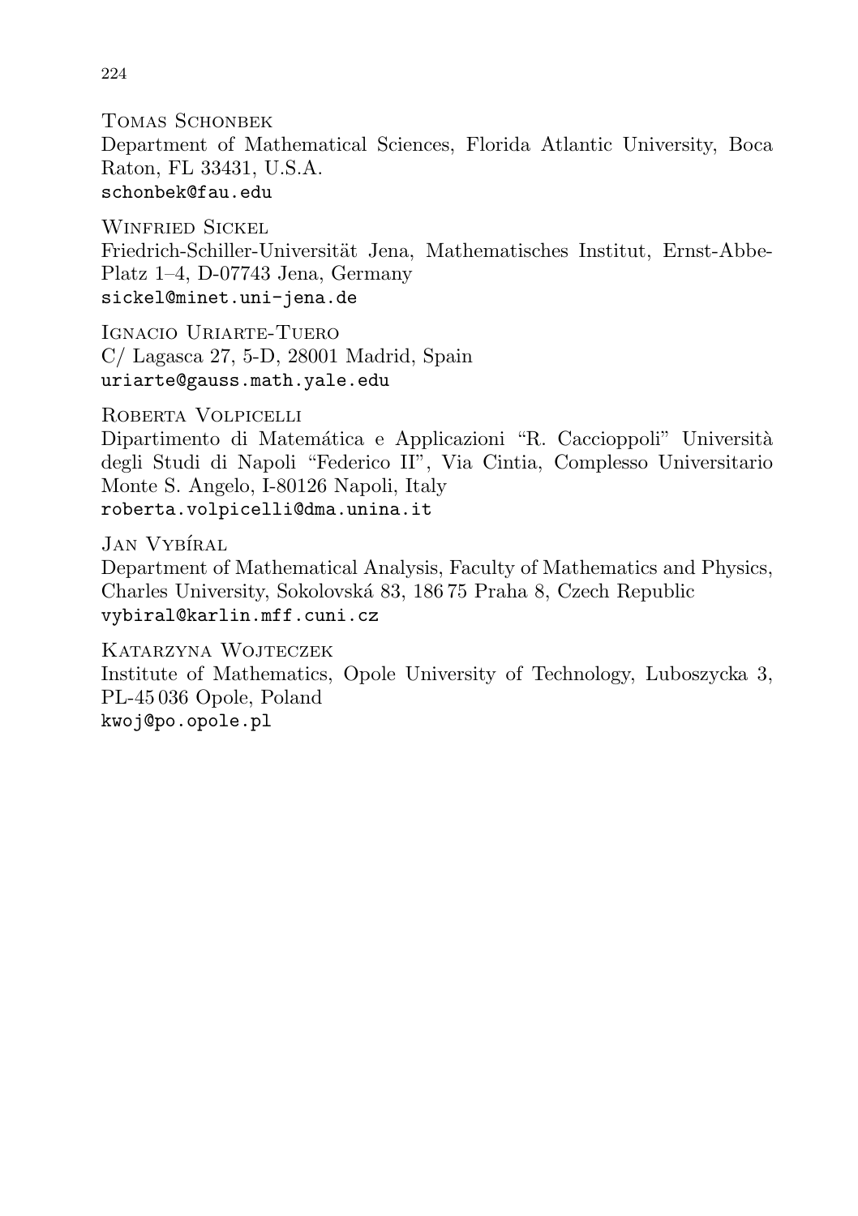Tomas Schonbek
Department of Mathematical Sciences, Florida Atlantic University, Boca Raton, FL 33431, U.S.A.
schonbek@fau.edu

Winfried Sickel
Friedrich-Schiller-Universität Jena, Mathematisches Institut, Ernst-Abbe-Platz 1–4, D-07743 Jena, Germany
sickel@minet.uni-jena.de

Ignacio Uriarte-Tuero
C/ Lagasca 27, 5-D, 28001 Madrid, Spain
uriarte@gauss.math.yale.edu

Roberta Volpicelli
Dipartimento di Matemática e Applicazioni "R. Caccioppoli" Università degli Studi di Napoli "Federico II", Via Cintia, Complesso Universitario Monte S. Angelo, I-80126 Napoli, Italy
roberta.volpicelli@dma.unina.it

Jan Vybíral
Department of Mathematical Analysis, Faculty of Mathematics and Physics, Charles University, Sokolovská 83, 186 75 Praha 8, Czech Republic
vybiral@karlin.mff.cuni.cz

Katarzyna Wojteczek
Institute of Mathematics, Opole University of Technology, Luboszycka 3, PL-45 036 Opole, Poland
kwoj@po.opole.pl